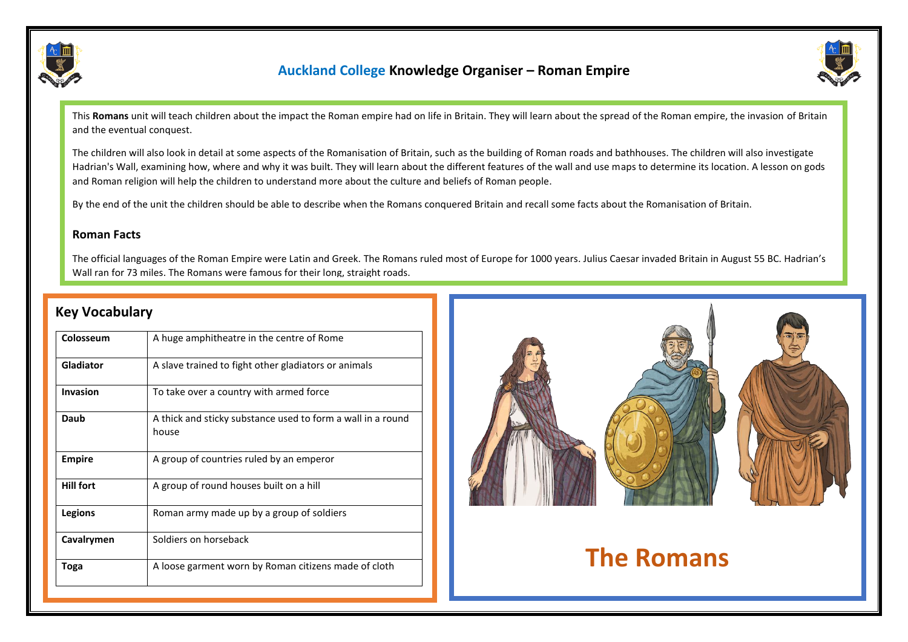# Auckland College Knowledge Organiser – Roman Empire

This **Romans** unit will teach children about the impact the Roman empire had on life in Britain. They will learn about the spread of the Roman empire, the invasion of Britain and the eventual conquest.

The children will also look in detail at some aspects of the Romanisation of Britain, such as the building of Roman roads and bathhouses. The children will also investigate Hadrian's Wall, examining how, where and why it was built. They will learn about the different features of the wall and use maps to determine its location. A lesson on gods and Roman religion will help the children to understand more about the culture and beliefs of Roman people.

By the end of the unit the children should be able to describe when the Romans conquered Britain and recall some facts about the Romanisation of Britain.

### Roman Facts

The official languages of the Roman Empire were Latin and Greek. The Romans ruled most of Europe for 1000 years. Julius Caesar invaded Britain in August 55 BC. Hadrian's Wall ran for 73 miles. The Romans were famous for their long, straight roads.

## Key Vocabulary

| | |
|---|---|
| **Colosseum** | A huge amphitheatre in the centre of Rome |
| **Gladiator** | A slave trained to fight other gladiators or animals |
| **Invasion** | To take over a country with armed force |
| **Daub** | A thick and sticky substance used to form a wall in a round house |
| **Empire** | A group of countries ruled by an emperor |
| **Hill fort** | A group of round houses built on a hill |
| **Legions** | Roman army made up by a group of soldiers |
| **Cavalrymen** | Soldiers on horseback |
| **Toga** | A loose garment worn by Roman citizens made of cloth |

## The Romans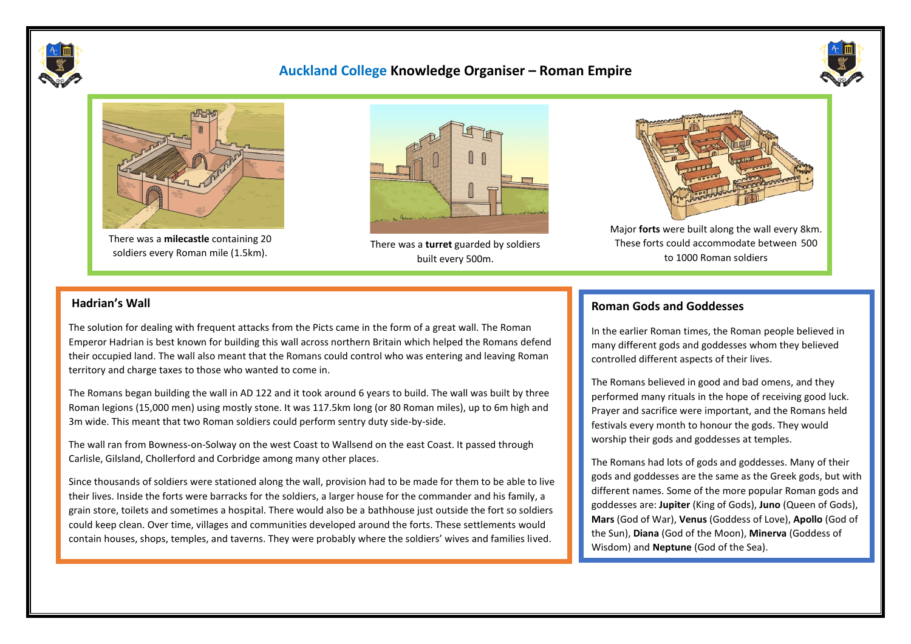# Auckland College Knowledge Organiser – Roman Empire

There was a **milecastle** containing 20 soldiers every Roman mile (1.5km).

There was a **turret** guarded by soldiers built every 500m.

Major **forts** were built along the wall every 8km. These forts could accommodate between 500 to 1000 Roman soldiers

## Hadrian's Wall

The solution for dealing with frequent attacks from the Picts came in the form of a great wall. The Roman Emperor Hadrian is best known for building this wall across northern Britain which helped the Romans defend their occupied land. The wall also meant that the Romans could control who was entering and leaving Roman territory and charge taxes to those who wanted to come in.

The Romans began building the wall in AD 122 and it took around 6 years to build. The wall was built by three Roman legions (15,000 men) using mostly stone. It was 117.5km long (or 80 Roman miles), up to 6m high and 3m wide. This meant that two Roman soldiers could perform sentry duty side-by-side.

The wall ran from Bowness-on-Solway on the west Coast to Wallsend on the east Coast. It passed through Carlisle, Gilsland, Chollerford and Corbridge among many other places.

Since thousands of soldiers were stationed along the wall, provision had to be made for them to be able to live their lives. Inside the forts were barracks for the soldiers, a larger house for the commander and his family, a grain store, toilets and sometimes a hospital. There would also be a bathhouse just outside the fort so soldiers could keep clean. Over time, villages and communities developed around the forts. These settlements would contain houses, shops, temples, and taverns. They were probably where the soldiers' wives and families lived.

## Roman Gods and Goddesses

In the earlier Roman times, the Roman people believed in many different gods and goddesses whom they believed controlled different aspects of their lives.

The Romans believed in good and bad omens, and they performed many rituals in the hope of receiving good luck. Prayer and sacrifice were important, and the Romans held festivals every month to honour the gods. They would worship their gods and goddesses at temples.

The Romans had lots of gods and goddesses. Many of their gods and goddesses are the same as the Greek gods, but with different names. Some of the more popular Roman gods and goddesses are: **Jupiter** (King of Gods), **Juno** (Queen of Gods), **Mars** (God of War), **Venus** (Goddess of Love), **Apollo** (God of the Sun), **Diana** (God of the Moon), **Minerva** (Goddess of Wisdom) and **Neptune** (God of the Sea).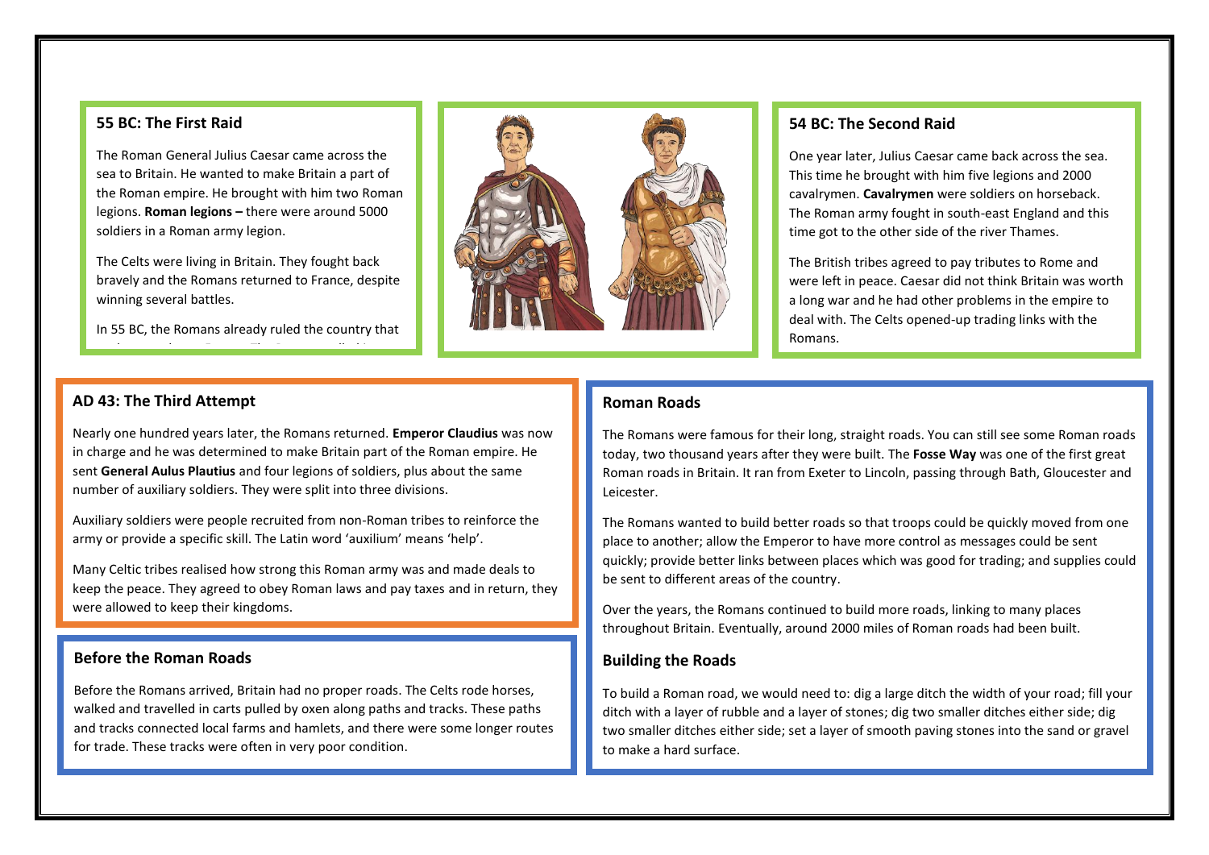## 55 BC: The First Raid

The Roman General Julius Caesar came across the sea to Britain. He wanted to make Britain a part of the Roman empire. He brought with him two Roman legions. **Roman legions –** there were around 5000 soldiers in a Roman army legion.

The Celts were living in Britain. They fought back bravely and the Romans returned to France, despite winning several battles.

In 55 BC, the Romans already ruled the country that

## 54 BC: The Second Raid

One year later, Julius Caesar came back across the sea. This time he brought with him five legions and 2000 cavalrymen. **Cavalrymen** were soldiers on horseback. The Roman army fought in south-east England and this time got to the other side of the river Thames.

The British tribes agreed to pay tributes to Rome and were left in peace. Caesar did not think Britain was worth a long war and he had other problems in the empire to deal with. The Celts opened-up trading links with the Romans.

## AD 43: The Third Attempt

Nearly one hundred years later, the Romans returned. **Emperor Claudius** was now in charge and he was determined to make Britain part of the Roman empire. He sent **General Aulus Plautius** and four legions of soldiers, plus about the same number of auxiliary soldiers. They were split into three divisions.

Auxiliary soldiers were people recruited from non-Roman tribes to reinforce the army or provide a specific skill. The Latin word 'auxilium' means 'help'.

Many Celtic tribes realised how strong this Roman army was and made deals to keep the peace. They agreed to obey Roman laws and pay taxes and in return, they were allowed to keep their kingdoms.

## Before the Roman Roads

Before the Romans arrived, Britain had no proper roads. The Celts rode horses, walked and travelled in carts pulled by oxen along paths and tracks. These paths and tracks connected local farms and hamlets, and there were some longer routes for trade. These tracks were often in very poor condition.

## Roman Roads

The Romans were famous for their long, straight roads. You can still see some Roman roads today, two thousand years after they were built. The **Fosse Way** was one of the first great Roman roads in Britain. It ran from Exeter to Lincoln, passing through Bath, Gloucester and Leicester.

The Romans wanted to build better roads so that troops could be quickly moved from one place to another; allow the Emperor to have more control as messages could be sent quickly; provide better links between places which was good for trading; and supplies could be sent to different areas of the country.

Over the years, the Romans continued to build more roads, linking to many places throughout Britain. Eventually, around 2000 miles of Roman roads had been built.

## Building the Roads

To build a Roman road, we would need to: dig a large ditch the width of your road; fill your ditch with a layer of rubble and a layer of stones; dig two smaller ditches either side; dig two smaller ditches either side; set a layer of smooth paving stones into the sand or gravel to make a hard surface.